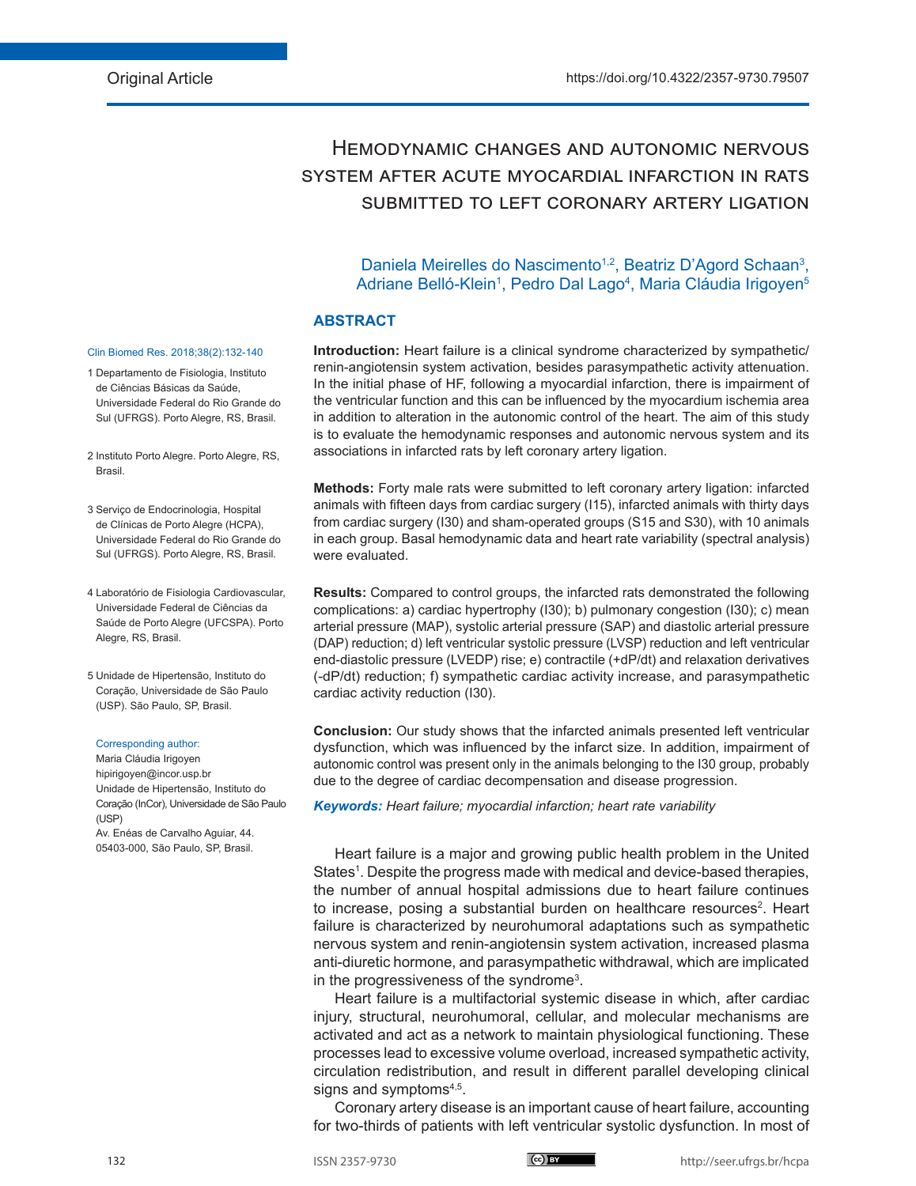Original Article

https://doi.org/10.4322/2357-9730.79507

# Hemodynamic changes and autonomic nervous system after acute myocardial infarction in rats submitted to left coronary artery ligation

Daniela Meirelles do Nascimento[1,2], Beatriz D'Agord Schaan[3], Adriane Belló-Klein[1], Pedro Dal Lago[4], Maria Cláudia Irigoyen[5]

1 Departamento de Fisiologia, Instituto de Ciências Básicas da Saúde, Universidade Federal do Rio Grande do Sul (UFRGS). Porto Alegre, RS, Brasil.

2 Instituto Porto Alegre. Porto Alegre, RS, Brasil.

3 Serviço de Endocrinologia, Hospital de Clínicas de Porto Alegre (HCPA), Universidade Federal do Rio Grande do Sul (UFRGS). Porto Alegre, RS, Brasil.

4 Laboratório de Fisiologia Cardiovascular, Universidade Federal de Ciências da Saúde de Porto Alegre (UFCSPA). Porto Alegre, RS, Brasil.

5 Unidade de Hipertensão, Instituto do Coração, Universidade de São Paulo (USP). São Paulo, SP, Brasil.

Corresponding author:
Maria Cláudia Irigoyen
hipirigoyen@incor.usp.br
Unidade de Hipertensão, Instituto do Coração (InCor), Universidade de São Paulo (USP)
Av. Enéas de Carvalho Aguiar, 44.
05403-000, São Paulo, SP, Brasil.

## ABSTRACT

**Introduction:** Heart failure is a clinical syndrome characterized by sympathetic/renin-angiotensin system activation, besides parasympathetic activity attenuation. In the initial phase of HF, following a myocardial infarction, there is impairment of the ventricular function and this can be influenced by the myocardium ischemia area in addition to alteration in the autonomic control of the heart. The aim of this study is to evaluate the hemodynamic responses and autonomic nervous system and its associations in infarcted rats by left coronary artery ligation.

**Methods:** Forty male rats were submitted to left coronary artery ligation: infarcted animals with fifteen days from cardiac surgery (I15), infarcted animals with thirty days from cardiac surgery (I30) and sham-operated groups (S15 and S30), with 10 animals in each group. Basal hemodynamic data and heart rate variability (spectral analysis) were evaluated.

**Results:** Compared to control groups, the infarcted rats demonstrated the following complications: a) cardiac hypertrophy (I30); b) pulmonary congestion (I30); c) mean arterial pressure (MAP), systolic arterial pressure (SAP) and diastolic arterial pressure (DAP) reduction; d) left ventricular systolic pressure (LVSP) reduction and left ventricular end-diastolic pressure (LVEDP) rise; e) contractile (+dP/dt) and relaxation derivatives (-dP/dt) reduction; f) sympathetic cardiac activity increase, and parasympathetic cardiac activity reduction (I30).

**Conclusion:** Our study shows that the infarcted animals presented left ventricular dysfunction, which was influenced by the infarct size. In addition, impairment of autonomic control was present only in the animals belonging to the I30 group, probably due to the degree of cardiac decompensation and disease progression.

***Keywords:*** *Heart failure; myocardial infarction; heart rate variability*

Heart failure is a major and growing public health problem in the United States[1]. Despite the progress made with medical and device-based therapies, the number of annual hospital admissions due to heart failure continues to increase, posing a substantial burden on healthcare resources[2]. Heart failure is characterized by neurohumoral adaptations such as sympathetic nervous system and renin-angiotensin system activation, increased plasma anti-diuretic hormone, and parasympathetic withdrawal, which are implicated in the progressiveness of the syndrome[3].

Heart failure is a multifactorial systemic disease in which, after cardiac injury, structural, neurohumoral, cellular, and molecular mechanisms are activated and act as a network to maintain physiological functioning. These processes lead to excessive volume overload, increased sympathetic activity, circulation redistribution, and result in different parallel developing clinical signs and symptoms[4,5].

Coronary artery disease is an important cause of heart failure, accounting for two-thirds of patients with left ventricular systolic dysfunction. In most of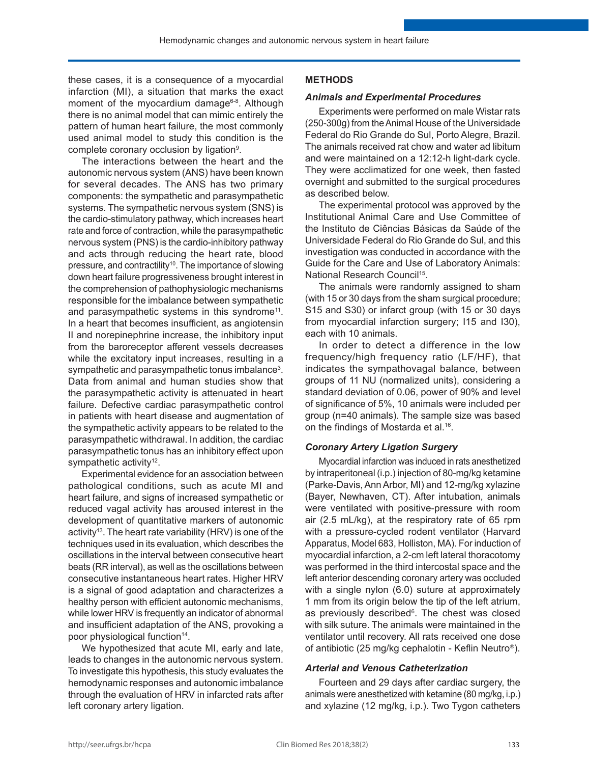these cases, it is a consequence of a myocardial infarction (MI), a situation that marks the exact moment of the myocardium damage[6-8]. Although there is no animal model that can mimic entirely the pattern of human heart failure, the most commonly used animal model to study this condition is the complete coronary occlusion by ligation[9].

The interactions between the heart and the autonomic nervous system (ANS) have been known for several decades. The ANS has two primary components: the sympathetic and parasympathetic systems. The sympathetic nervous system (SNS) is the cardio-stimulatory pathway, which increases heart rate and force of contraction, while the parasympathetic nervous system (PNS) is the cardio-inhibitory pathway and acts through reducing the heart rate, blood pressure, and contractility[10]. The importance of slowing down heart failure progressiveness brought interest in the comprehension of pathophysiologic mechanisms responsible for the imbalance between sympathetic and parasympathetic systems in this syndrome[11]. In a heart that becomes insufficient, as angiotensin II and norepinephrine increase, the inhibitory input from the baroreceptor afferent vessels decreases while the excitatory input increases, resulting in a sympathetic and parasympathetic tonus imbalance[3]. Data from animal and human studies show that the parasympathetic activity is attenuated in heart failure. Defective cardiac parasympathetic control in patients with heart disease and augmentation of the sympathetic activity appears to be related to the parasympathetic withdrawal. In addition, the cardiac parasympathetic tonus has an inhibitory effect upon sympathetic activity[12].

Experimental evidence for an association between pathological conditions, such as acute MI and heart failure, and signs of increased sympathetic or reduced vagal activity has aroused interest in the development of quantitative markers of autonomic activity[13]. The heart rate variability (HRV) is one of the techniques used in its evaluation, which describes the oscillations in the interval between consecutive heart beats (RR interval), as well as the oscillations between consecutive instantaneous heart rates. Higher HRV is a signal of good adaptation and characterizes a healthy person with efficient autonomic mechanisms, while lower HRV is frequently an indicator of abnormal and insufficient adaptation of the ANS, provoking a poor physiological function[14].

We hypothesized that acute MI, early and late, leads to changes in the autonomic nervous system. To investigate this hypothesis, this study evaluates the hemodynamic responses and autonomic imbalance through the evaluation of HRV in infarcted rats after left coronary artery ligation.

## METHODS

### *Animals and Experimental Procedures*

Experiments were performed on male Wistar rats (250-300g) from the Animal House of the Universidade Federal do Rio Grande do Sul, Porto Alegre, Brazil. The animals received rat chow and water ad libitum and were maintained on a 12:12-h light-dark cycle. They were acclimatized for one week, then fasted overnight and submitted to the surgical procedures as described below.

The experimental protocol was approved by the Institutional Animal Care and Use Committee of the Instituto de Ciências Básicas da Saúde of the Universidade Federal do Rio Grande do Sul, and this investigation was conducted in accordance with the Guide for the Care and Use of Laboratory Animals: National Research Council[15].

The animals were randomly assigned to sham (with 15 or 30 days from the sham surgical procedure; S15 and S30) or infarct group (with 15 or 30 days from myocardial infarction surgery; I15 and I30), each with 10 animals.

In order to detect a difference in the low frequency/high frequency ratio (LF/HF), that indicates the sympathovagal balance, between groups of 11 NU (normalized units), considering a standard deviation of 0.06, power of 90% and level of significance of 5%, 10 animals were included per group (n=40 animals). The sample size was based on the findings of Mostarda et al.[16].

### *Coronary Artery Ligation Surgery*

Myocardial infarction was induced in rats anesthetized by intraperitoneal (i.p.) injection of 80-mg/kg ketamine (Parke-Davis, Ann Arbor, MI) and 12-mg/kg xylazine (Bayer, Newhaven, CT). After intubation, animals were ventilated with positive-pressure with room air (2.5 mL/kg), at the respiratory rate of 65 rpm with a pressure-cycled rodent ventilator (Harvard Apparatus, Model 683, Holliston, MA). For induction of myocardial infarction, a 2-cm left lateral thoracotomy was performed in the third intercostal space and the left anterior descending coronary artery was occluded with a single nylon (6.0) suture at approximately 1 mm from its origin below the tip of the left atrium, as previously described[6]. The chest was closed with silk suture. The animals were maintained in the ventilator until recovery. All rats received one dose of antibiotic (25 mg/kg cephalotin - Keflin Neutro®).

### *Arterial and Venous Catheterization*

Fourteen and 29 days after cardiac surgery, the animals were anesthetized with ketamine (80 mg/kg, i.p.) and xylazine (12 mg/kg, i.p.). Two Tygon catheters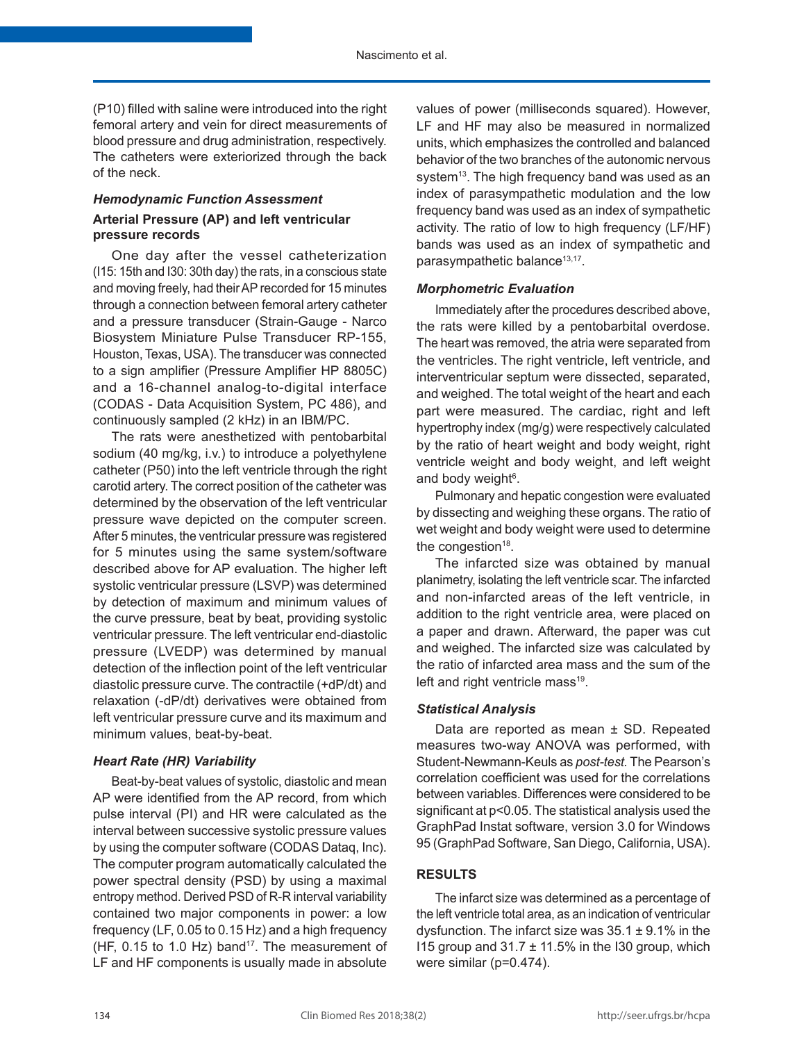(P10) filled with saline were introduced into the right femoral artery and vein for direct measurements of blood pressure and drug administration, respectively. The catheters were exteriorized through the back of the neck.

### *Hemodynamic Function Assessment*

#### Arterial Pressure (AP) and left ventricular pressure records

One day after the vessel catheterization (I15: 15th and I30: 30th day) the rats, in a conscious state and moving freely, had their AP recorded for 15 minutes through a connection between femoral artery catheter and a pressure transducer (Strain-Gauge - Narco Biosystem Miniature Pulse Transducer RP-155, Houston, Texas, USA). The transducer was connected to a sign amplifier (Pressure Amplifier HP 8805C) and a 16-channel analog-to-digital interface (CODAS - Data Acquisition System, PC 486), and continuously sampled (2 kHz) in an IBM/PC.

The rats were anesthetized with pentobarbital sodium (40 mg/kg, i.v.) to introduce a polyethylene catheter (P50) into the left ventricle through the right carotid artery. The correct position of the catheter was determined by the observation of the left ventricular pressure wave depicted on the computer screen. After 5 minutes, the ventricular pressure was registered for 5 minutes using the same system/software described above for AP evaluation. The higher left systolic ventricular pressure (LSVP) was determined by detection of maximum and minimum values of the curve pressure, beat by beat, providing systolic ventricular pressure. The left ventricular end-diastolic pressure (LVEDP) was determined by manual detection of the inflection point of the left ventricular diastolic pressure curve. The contractile (+dP/dt) and relaxation (-dP/dt) derivatives were obtained from left ventricular pressure curve and its maximum and minimum values, beat-by-beat.

### *Heart Rate (HR) Variability*

Beat-by-beat values of systolic, diastolic and mean AP were identified from the AP record, from which pulse interval (PI) and HR were calculated as the interval between successive systolic pressure values by using the computer software (CODAS Dataq, Inc). The computer program automatically calculated the power spectral density (PSD) by using a maximal entropy method. Derived PSD of R-R interval variability contained two major components in power: a low frequency (LF, 0.05 to 0.15 Hz) and a high frequency (HF, 0.15 to 1.0 Hz) band[17]. The measurement of LF and HF components is usually made in absolute values of power (milliseconds squared). However, LF and HF may also be measured in normalized units, which emphasizes the controlled and balanced behavior of the two branches of the autonomic nervous system[13]. The high frequency band was used as an index of parasympathetic modulation and the low frequency band was used as an index of sympathetic activity. The ratio of low to high frequency (LF/HF) bands was used as an index of sympathetic and parasympathetic balance[13,17].

### *Morphometric Evaluation*

Immediately after the procedures described above, the rats were killed by a pentobarbital overdose. The heart was removed, the atria were separated from the ventricles. The right ventricle, left ventricle, and interventricular septum were dissected, separated, and weighed. The total weight of the heart and each part were measured. The cardiac, right and left hypertrophy index (mg/g) were respectively calculated by the ratio of heart weight and body weight, right ventricle weight and body weight, and left weight and body weight[6].

Pulmonary and hepatic congestion were evaluated by dissecting and weighing these organs. The ratio of wet weight and body weight were used to determine the congestion[18].

The infarcted size was obtained by manual planimetry, isolating the left ventricle scar. The infarcted and non-infarcted areas of the left ventricle, in addition to the right ventricle area, were placed on a paper and drawn. Afterward, the paper was cut and weighed. The infarcted size was calculated by the ratio of infarcted area mass and the sum of the left and right ventricle mass[19].

### *Statistical Analysis*

Data are reported as mean ± SD. Repeated measures two-way ANOVA was performed, with Student-Newmann-Keuls as *post-test*. The Pearson's correlation coefficient was used for the correlations between variables. Differences were considered to be significant at $p<0.05$. The statistical analysis used the GraphPad Instat software, version 3.0 for Windows 95 (GraphPad Software, San Diego, California, USA).

## RESULTS

The infarct size was determined as a percentage of the left ventricle total area, as an indication of ventricular dysfunction. The infarct size was 35.1 ± 9.1% in the I15 group and 31.7 ± 11.5% in the I30 group, which were similar ($p=0.474$).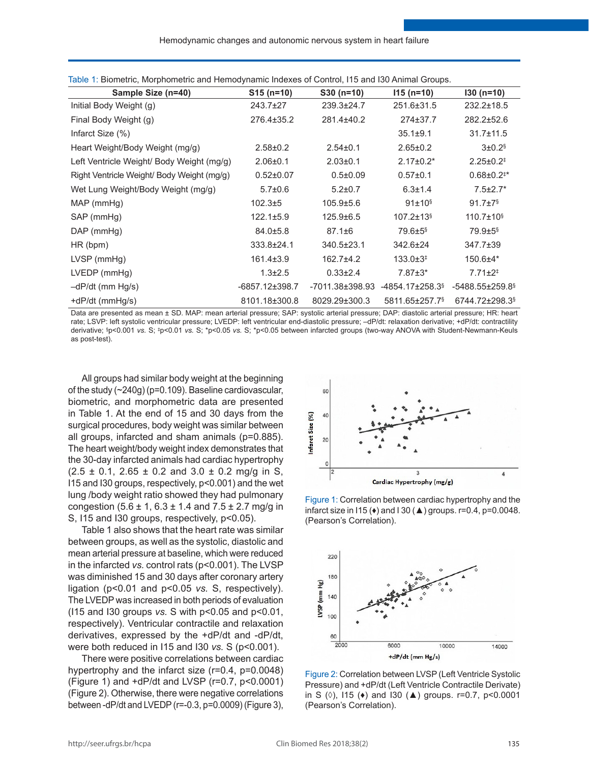Table 1: Biometric, Morphometric and Hemodynamic Indexes of Control, I15 and I30 Animal Groups.

| Sample Size (n=40) | S15 (n=10) | S30 (n=10) | I15 (n=10) | I30 (n=10) |
|---|---|---|---|---|
| Initial Body Weight (g) | 243.7±27 | 239.3±24.7 | 251.6±31.5 | 232.2±18.5 |
| Final Body Weight (g) | 276.4±35.2 | 281.4±40.2 | 274±37.7 | 282.2±52.6 |
| Infarct Size (%) | | | 35.1±9.1 | 31.7±11.5 |
| Heart Weight/Body Weight (mg/g) | 2.58±0.2 | 2.54±0.1 | 2.65±0.2 | 3±0.2§ |
| Left Ventricle Weight/ Body Weight (mg/g) | 2.06±0.1 | 2.03±0.1 | 2.17±0.2* | 2.25±0.2‡ |
| Right Ventricle Weight/ Body Weight (mg/g) | 0.52±0.07 | 0.5±0.09 | 0.57±0.1 | 0.68±0.2‡* |
| Wet Lung Weight/Body Weight (mg/g) | 5.7±0.6 | 5.2±0.7 | 6.3±1.4 | 7.5±2.7* |
| MAP (mmHg) | 102.3±5 | 105.9±5.6 | 91±10§ | 91.7±7§ |
| SAP (mmHg) | 122.1±5.9 | 125.9±6.5 | 107.2±13§ | 110.7±10§ |
| DAP (mmHg) | 84.0±5.8 | 87.1±6 | 79.6±5§ | 79.9±5§ |
| HR (bpm) | 333.8±24.1 | 340.5±23.1 | 342.6±24 | 347.7±39 |
| LVSP (mmHg) | 161.4±3.9 | 162.7±4.2 | 133.0±3‡ | 150.6±4* |
| LVEDP (mmHg) | 1.3±2.5 | 0.33±2.4 | 7.87±3* | 7.71±2‡ |
| –dP/dt (mm Hg/s) | -6857.12±398.7 | -7011.38±398.93 | -4854.17±258.3§ | -5488.55±259.8§ |
| +dP/dt (mmHg/s) | 8101.18±300.8 | 8029.29±300.3 | 5811.65±257.7§ | 6744.72±298.3§ |

Data are presented as mean ± SD. MAP: mean arterial pressure; SAP: systolic arterial pressure; DAP: diastolic arterial pressure; HR: heart rate; LSVP: left systolic ventricular pressure; LVEDP: left ventricular end-diastolic pressure; –dP/dt: relaxation derivative; +dP/dt: contractility derivative; §p<0.001 *vs.* S; ‡p<0.01 *vs.* S; *p<0.05 *vs.* S; *p<0.05 between infarcted groups (two-way ANOVA with Student-Newmann-Keuls as post-test).

All groups had similar body weight at the beginning of the study (~240g) (p=0.109). Baseline cardiovascular, biometric, and morphometric data are presented in Table 1. At the end of 15 and 30 days from the surgical procedures, body weight was similar between all groups, infarcted and sham animals (p=0.885). The heart weight/body weight index demonstrates that the 30-day infarcted animals had cardiac hypertrophy (2.5 ± 0.1, 2.65 ± 0.2 and 3.0 ± 0.2 mg/g in S, I15 and I30 groups, respectively, p<0.001) and the wet lung /body weight ratio showed they had pulmonary congestion (5.6 ± 1, 6.3 ± 1.4 and 7.5 ± 2.7 mg/g in S, I15 and I30 groups, respectively, p<0.05).

Table 1 also shows that the heart rate was similar between groups, as well as the systolic, diastolic and mean arterial pressure at baseline, which were reduced in the infarcted *vs.* control rats (p<0.001). The LVSP was diminished 15 and 30 days after coronary artery ligation (p<0.01 and p<0.05 *vs.* S, respectively). The LVEDP was increased in both periods of evaluation (I15 and I30 groups *vs.* S with p<0.05 and p<0.01, respectively). Ventricular contractile and relaxation derivatives, expressed by the +dP/dt and -dP/dt, were both reduced in I15 and I30 *vs.* S (p<0.001).

There were positive correlations between cardiac hypertrophy and the infarct size (r=0.4, p=0.0048) (Figure 1) and +dP/dt and LVSP (r=0.7, p<0.0001) (Figure 2). Otherwise, there were negative correlations between -dP/dt and LVEDP (r=-0.3, p=0.0009) (Figure 3),

Figure 1: Correlation between cardiac hypertrophy and the infarct size in I15 (♦) and I 30 (▲) groups. r=0.4, p=0.0048. (Pearson's Correlation).

Figure 2: Correlation between LVSP (Left Ventricle Systolic Pressure) and +dP/dt (Left Ventricle Contractile Derivate) in S (◊), I15 (♦) and I30 (▲) groups. r=0.7, p<0.0001 (Pearson's Correlation).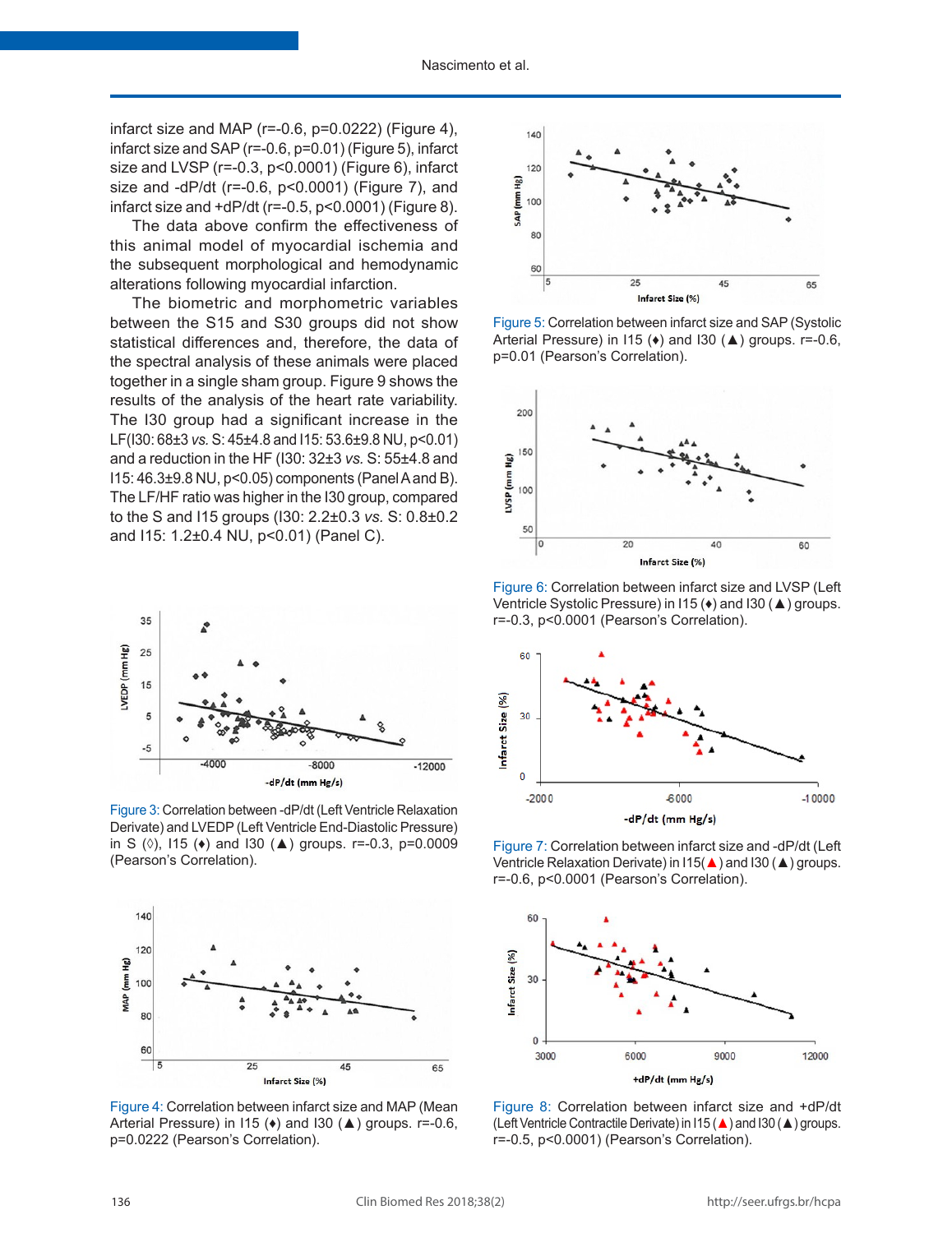infarct size and MAP (r=-0.6, p=0.0222) (Figure 4), infarct size and SAP (r=-0.6, p=0.01) (Figure 5), infarct size and LVSP (r=-0.3, p<0.0001) (Figure 6), infarct size and -dP/dt (r=-0.6, p<0.0001) (Figure 7), and infarct size and +dP/dt (r=-0.5, p<0.0001) (Figure 8).

The data above confirm the effectiveness of this animal model of myocardial ischemia and the subsequent morphological and hemodynamic alterations following myocardial infarction.

The biometric and morphometric variables between the S15 and S30 groups did not show statistical differences and, therefore, the data of the spectral analysis of these animals were placed together in a single sham group. Figure 9 shows the results of the analysis of the heart rate variability. The I30 group had a significant increase in the LF(I30: 68±3 *vs.* S: 45±4.8 and I15: 53.6±9.8 NU, p<0.01) and a reduction in the HF (I30: 32±3 *vs.* S: 55±4.8 and I15: 46.3±9.8 NU, p<0.05) components (Panel A and B). The LF/HF ratio was higher in the I30 group, compared to the S and I15 groups (I30: 2.2±0.3 *vs.* S: 0.8±0.2 and I15: 1.2±0.4 NU, p<0.01) (Panel C).

Figure 3: Correlation between -dP/dt (Left Ventricle Relaxation Derivate) and LVEDP (Left Ventricle End-Diastolic Pressure) in S (◊), I15 (♦) and I30 (▲) groups. r=-0.3, p=0.0009 (Pearson's Correlation).

Figure 4: Correlation between infarct size and MAP (Mean Arterial Pressure) in I15 (♦) and I30 (▲) groups. r=-0.6, p=0.0222 (Pearson's Correlation).

Figure 5: Correlation between infarct size and SAP (Systolic Arterial Pressure) in I15 (♦) and I30 (▲) groups. r=-0.6, p=0.01 (Pearson's Correlation).

Figure 6: Correlation between infarct size and LVSP (Left Ventricle Systolic Pressure) in I15 (♦) and I30 (▲) groups. r=-0.3, p<0.0001 (Pearson's Correlation).

Figure 7: Correlation between infarct size and -dP/dt (Left Ventricle Relaxation Derivate) in I15(▲) and I30 (▲) groups. r=-0.6, p<0.0001 (Pearson's Correlation).

Figure 8: Correlation between infarct size and +dP/dt (Left Ventricle Contractile Derivate) in I15 (▲) and I30 (▲) groups. r=-0.5, p<0.0001) (Pearson's Correlation).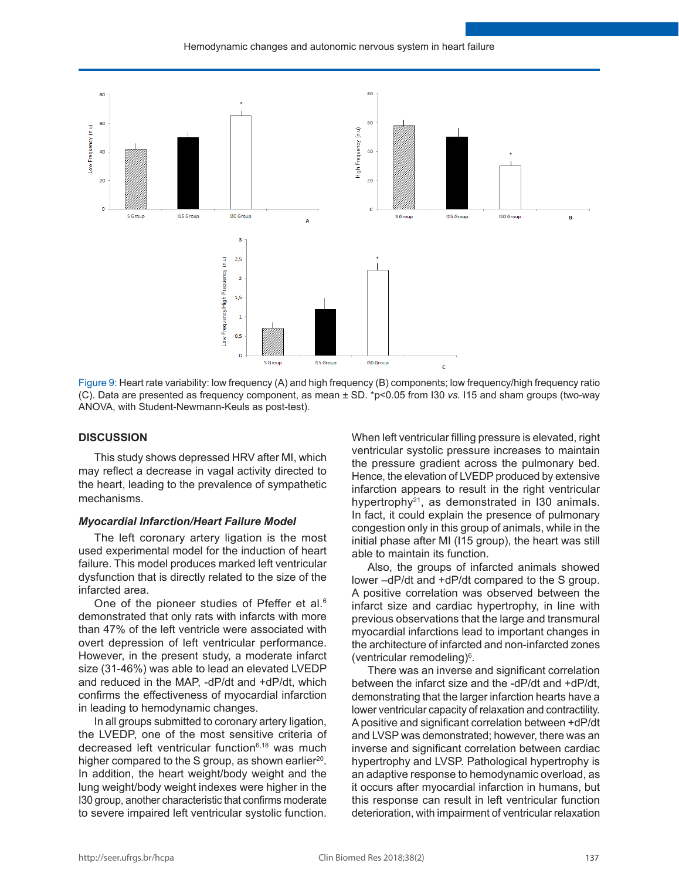Figure 9: Heart rate variability: low frequency (A) and high frequency (B) components; low frequency/high frequency ratio (C). Data are presented as frequency component, as mean ± SD. *p<0.05 from I30 *vs.* I15 and sham groups (two-way ANOVA, with Student-Newmann-Keuls as post-test).

## DISCUSSION

This study shows depressed HRV after MI, which may reflect a decrease in vagal activity directed to the heart, leading to the prevalence of sympathetic mechanisms.

### *Myocardial Infarction/Heart Failure Model*

The left coronary artery ligation is the most used experimental model for the induction of heart failure. This model produces marked left ventricular dysfunction that is directly related to the size of the infarcted area.

One of the pioneer studies of Pfeffer et al.[6] demonstrated that only rats with infarcts with more than 47% of the left ventricle were associated with overt depression of left ventricular performance. However, in the present study, a moderate infarct size (31-46%) was able to lead an elevated LVEDP and reduced in the MAP, -dP/dt and +dP/dt, which confirms the effectiveness of myocardial infarction in leading to hemodynamic changes.

In all groups submitted to coronary artery ligation, the LVEDP, one of the most sensitive criteria of decreased left ventricular function[6,18] was much higher compared to the S group, as shown earlier[20]. In addition, the heart weight/body weight and the lung weight/body weight indexes were higher in the I30 group, another characteristic that confirms moderate to severe impaired left ventricular systolic function. When left ventricular filling pressure is elevated, right ventricular systolic pressure increases to maintain the pressure gradient across the pulmonary bed. Hence, the elevation of LVEDP produced by extensive infarction appears to result in the right ventricular hypertrophy[21], as demonstrated in I30 animals. In fact, it could explain the presence of pulmonary congestion only in this group of animals, while in the initial phase after MI (I15 group), the heart was still able to maintain its function.

Also, the groups of infarcted animals showed lower –dP/dt and +dP/dt compared to the S group. A positive correlation was observed between the infarct size and cardiac hypertrophy, in line with previous observations that the large and transmural myocardial infarctions lead to important changes in the architecture of infarcted and non-infarcted zones (ventricular remodeling)[6].

There was an inverse and significant correlation between the infarct size and the -dP/dt and +dP/dt, demonstrating that the larger infarction hearts have a lower ventricular capacity of relaxation and contractility. A positive and significant correlation between +dP/dt and LVSP was demonstrated; however, there was an inverse and significant correlation between cardiac hypertrophy and LVSP. Pathological hypertrophy is an adaptive response to hemodynamic overload, as it occurs after myocardial infarction in humans, but this response can result in left ventricular function deterioration, with impairment of ventricular relaxation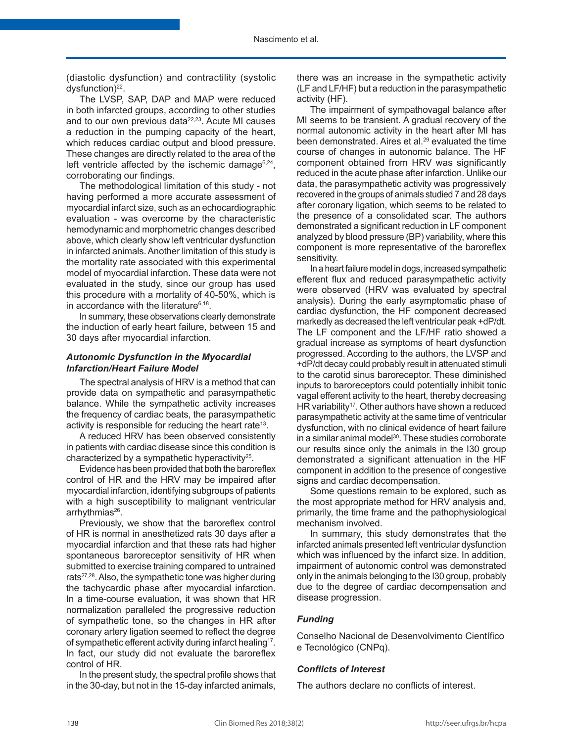(diastolic dysfunction) and contractility (systolic dysfunction)[22].

The LVSP, SAP, DAP and MAP were reduced in both infarcted groups, according to other studies and to our own previous data[22,23]. Acute MI causes a reduction in the pumping capacity of the heart, which reduces cardiac output and blood pressure. These changes are directly related to the area of the left ventricle affected by the ischemic damage[6,24], corroborating our findings.

The methodological limitation of this study - not having performed a more accurate assessment of myocardial infarct size, such as an echocardiographic evaluation - was overcome by the characteristic hemodynamic and morphometric changes described above, which clearly show left ventricular dysfunction in infarcted animals. Another limitation of this study is the mortality rate associated with this experimental model of myocardial infarction. These data were not evaluated in the study, since our group has used this procedure with a mortality of 40-50%, which is in accordance with the literature[6,18].

In summary, these observations clearly demonstrate the induction of early heart failure, between 15 and 30 days after myocardial infarction.

### *Autonomic Dysfunction in the Myocardial Infarction/Heart Failure Model*

The spectral analysis of HRV is a method that can provide data on sympathetic and parasympathetic balance. While the sympathetic activity increases the frequency of cardiac beats, the parasympathetic activity is responsible for reducing the heart rate[13].

A reduced HRV has been observed consistently in patients with cardiac disease since this condition is characterized by a sympathetic hyperactivity[25].

Evidence has been provided that both the baroreflex control of HR and the HRV may be impaired after myocardial infarction, identifying subgroups of patients with a high susceptibility to malignant ventricular arrhythmias[26].

Previously, we show that the baroreflex control of HR is normal in anesthetized rats 30 days after a myocardial infarction and that these rats had higher spontaneous baroreceptor sensitivity of HR when submitted to exercise training compared to untrained rats[27,28]. Also, the sympathetic tone was higher during the tachycardic phase after myocardial infarction. In a time-course evaluation, it was shown that HR normalization paralleled the progressive reduction of sympathetic tone, so the changes in HR after coronary artery ligation seemed to reflect the degree of sympathetic efferent activity during infarct healing[17]. In fact, our study did not evaluate the baroreflex control of HR.

In the present study, the spectral profile shows that in the 30-day, but not in the 15-day infarcted animals, there was an increase in the sympathetic activity (LF and LF/HF) but a reduction in the parasympathetic activity (HF).

The impairment of sympathovagal balance after MI seems to be transient. A gradual recovery of the normal autonomic activity in the heart after MI has been demonstrated. Aires et al.[29] evaluated the time course of changes in autonomic balance. The HF component obtained from HRV was significantly reduced in the acute phase after infarction. Unlike our data, the parasympathetic activity was progressively recovered in the groups of animals studied 7 and 28 days after coronary ligation, which seems to be related to the presence of a consolidated scar. The authors demonstrated a significant reduction in LF component analyzed by blood pressure (BP) variability, where this component is more representative of the baroreflex sensitivity.

In a heart failure model in dogs, increased sympathetic efferent flux and reduced parasympathetic activity were observed (HRV was evaluated by spectral analysis). During the early asymptomatic phase of cardiac dysfunction, the HF component decreased markedly as decreased the left ventricular peak +dP/dt. The LF component and the LF/HF ratio showed a gradual increase as symptoms of heart dysfunction progressed. According to the authors, the LVSP and +dP/dt decay could probably result in attenuated stimuli to the carotid sinus baroreceptor. These diminished inputs to baroreceptors could potentially inhibit tonic vagal efferent activity to the heart, thereby decreasing HR variability[17]. Other authors have shown a reduced parasympathetic activity at the same time of ventricular dysfunction, with no clinical evidence of heart failure in a similar animal model[30]. These studies corroborate our results since only the animals in the I30 group demonstrated a significant attenuation in the HF component in addition to the presence of congestive signs and cardiac decompensation.

Some questions remain to be explored, such as the most appropriate method for HRV analysis and, primarily, the time frame and the pathophysiological mechanism involved.

In summary, this study demonstrates that the infarcted animals presented left ventricular dysfunction which was influenced by the infarct size. In addition, impairment of autonomic control was demonstrated only in the animals belonging to the I30 group, probably due to the degree of cardiac decompensation and disease progression.

### *Funding*

Conselho Nacional de Desenvolvimento Científico e Tecnológico (CNPq).

### *Conflicts of Interest*

The authors declare no conflicts of interest.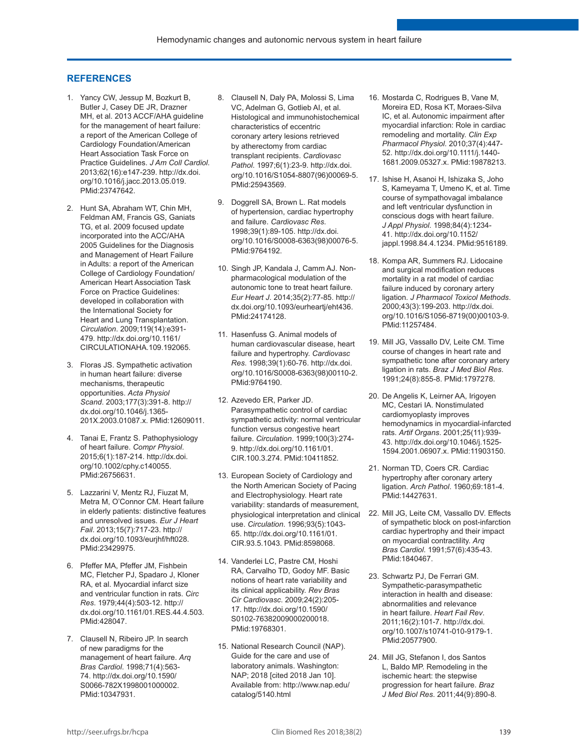## REFERENCES

1. Yancy CW, Jessup M, Bozkurt B, Butler J, Casey DE JR, Drazner MH, et al. 2013 ACCF/AHA guideline for the management of heart failure: a report of the American College of Cardiology Foundation/American Heart Association Task Force on Practice Guidelines. *J Am Coll Cardiol*. 2013;62(16):e147-239. http://dx.doi.org/10.1016/j.jacc.2013.05.019. PMid:23747642.

2. Hunt SA, Abraham WT, Chin MH, Feldman AM, Francis GS, Ganiats TG, et al. 2009 focused update incorporated into the ACC/AHA 2005 Guidelines for the Diagnosis and Management of Heart Failure in Adults: a report of the American College of Cardiology Foundation/American Heart Association Task Force on Practice Guidelines: developed in collaboration with the International Society for Heart and Lung Transplantation. *Circulation*. 2009;119(14):e391-479. http://dx.doi.org/10.1161/CIRCULATIONAHA.109.192065.

3. Floras JS. Sympathetic activation in human heart failure: diverse mechanisms, therapeutic opportunities. *Acta Physiol Scand*. 2003;177(3):391-8. http://dx.doi.org/10.1046/j.1365-201X.2003.01087.x. PMid:12609011.

4. Tanai E, Frantz S. Pathophysiology of heart failure. *Compr Physiol*. 2015;6(1):187-214. http://dx.doi.org/10.1002/cphy.c140055. PMid:26756631.

5. Lazzarini V, Mentz RJ, Fiuzat M, Metra M, O'Connor CM. Heart failure in elderly patients: distinctive features and unresolved issues. *Eur J Heart Fail*. 2013;15(7):717-23. http://dx.doi.org/10.1093/eurjhf/hft028. PMid:23429975.

6. Pfeffer MA, Pfeffer JM, Fishbein MC, Fletcher PJ, Spadaro J, Kloner RA, et al. Myocardial infarct size and ventricular function in rats. *Circ Res*. 1979;44(4):503-12. http://dx.doi.org/10.1161/01.RES.44.4.503. PMid:428047.

7. Clausell N, Ribeiro JP. In search of new paradigms for the management of heart failure. *Arq Bras Cardiol*. 1998;71(4):563-74. http://dx.doi.org/10.1590/S0066-782X1998001000002. PMid:10347931.

8. Clausell N, Daly PA, Molossi S, Lima VC, Adelman G, Gotlieb AI, et al. Histological and immunohistochemical characteristics of eccentric coronary artery lesions retrieved by atherectomy from cardiac transplant recipients. *Cardiovasc Pathol*. 1997;6(1):23-9. http://dx.doi.org/10.1016/S1054-8807(96)00069-5. PMid:25943569.

9. Doggrell SA, Brown L. Rat models of hypertension, cardiac hypertrophy and failure. *Cardiovasc Res*. 1998;39(1):89-105. http://dx.doi.org/10.1016/S0008-6363(98)00076-5. PMid:9764192.

10. Singh JP, Kandala J, Camm AJ. Non-pharmacological modulation of the autonomic tone to treat heart failure. *Eur Heart J*. 2014;35(2):77-85. http://dx.doi.org/10.1093/eurheartj/eht436. PMid:24174128.

11. Hasenfuss G. Animal models of human cardiovascular disease, heart failure and hypertrophy. *Cardiovasc Res*. 1998;39(1):60-76. http://dx.doi.org/10.1016/S0008-6363(98)00110-2. PMid:9764190.

12. Azevedo ER, Parker JD. Parasympathetic control of cardiac sympathetic activity: normal ventricular function versus congestive heart failure. *Circulation*. 1999;100(3):274-9. http://dx.doi.org/10.1161/01.CIR.100.3.274. PMid:10411852.

13. European Society of Cardiology and the North American Society of Pacing and Electrophysiology. Heart rate variability: standards of measurement, physiological interpretation and clinical use. *Circulation*. 1996;93(5):1043-65. http://dx.doi.org/10.1161/01.CIR.93.5.1043. PMid:8598068.

14. Vanderlei LC, Pastre CM, Hoshi RA, Carvalho TD, Godoy MF. Basic notions of heart rate variability and its clinical applicability. *Rev Bras Cir Cardiovasc*. 2009;24(2):205-17. http://dx.doi.org/10.1590/S0102-76382009000200018. PMid:19768301.

15. National Research Council (NAP). Guide for the care and use of laboratory animals. Washington: NAP; 2018 [cited 2018 Jan 10]. Available from: http://www.nap.edu/catalog/5140.html

16. Mostarda C, Rodrigues B, Vane M, Moreira ED, Rosa KT, Moraes-Silva IC, et al. Autonomic impairment after myocardial infarction: Role in cardiac remodeling and mortality. *Clin Exp Pharmacol Physiol*. 2010;37(4):447-52. http://dx.doi.org/10.1111/j.1440-1681.2009.05327.x. PMid:19878213.

17. Ishise H, Asanoi H, Ishizaka S, Joho S, Kameyama T, Umeno K, et al. Time course of sympathovagal imbalance and left ventricular dysfunction in conscious dogs with heart failure. *J Appl Physiol*. 1998;84(4):1234-41. http://dx.doi.org/10.1152/jappl.1998.84.4.1234. PMid:9516189.

18. Kompa AR, Summers RJ. Lidocaine and surgical modification reduces mortality in a rat model of cardiac failure induced by coronary artery ligation. *J Pharmacol Toxicol Methods*. 2000;43(3):199-203. http://dx.doi.org/10.1016/S1056-8719(00)00103-9. PMid:11257484.

19. Mill JG, Vassallo DV, Leite CM. Time course of changes in heart rate and sympathetic tone after coronary artery ligation in rats. *Braz J Med Biol Res*. 1991;24(8):855-8. PMid:1797278.

20. De Angelis K, Leirner AA, Irigoyen MC, Cestari IA. Nonstimulated cardiomyoplasty improves hemodynamics in myocardial-infarcted rats. *Artif Organs*. 2001;25(11):939-43. http://dx.doi.org/10.1046/j.1525-1594.2001.06907.x. PMid:11903150.

21. Norman TD, Coers CR. Cardiac hypertrophy after coronary artery ligation. *Arch Pathol*. 1960;69:181-4. PMid:14427631.

22. Mill JG, Leite CM, Vassallo DV. Effects of sympathetic block on post-infarction cardiac hypertrophy and their impact on myocardial contractility. *Arq Bras Cardiol*. 1991;57(6):435-43. PMid:1840467.

23. Schwartz PJ, De Ferrari GM. Sympathetic-parasympathetic interaction in health and disease: abnormalities and relevance in heart failure. *Heart Fail Rev*. 2011;16(2):101-7. http://dx.doi.org/10.1007/s10741-010-9179-1. PMid:20577900.

24. Mill JG, Stefanon I, dos Santos L, Baldo MP. Remodeling in the ischemic heart: the stepwise progression for heart failure. *Braz J Med Biol Res*. 2011;44(9):890-8.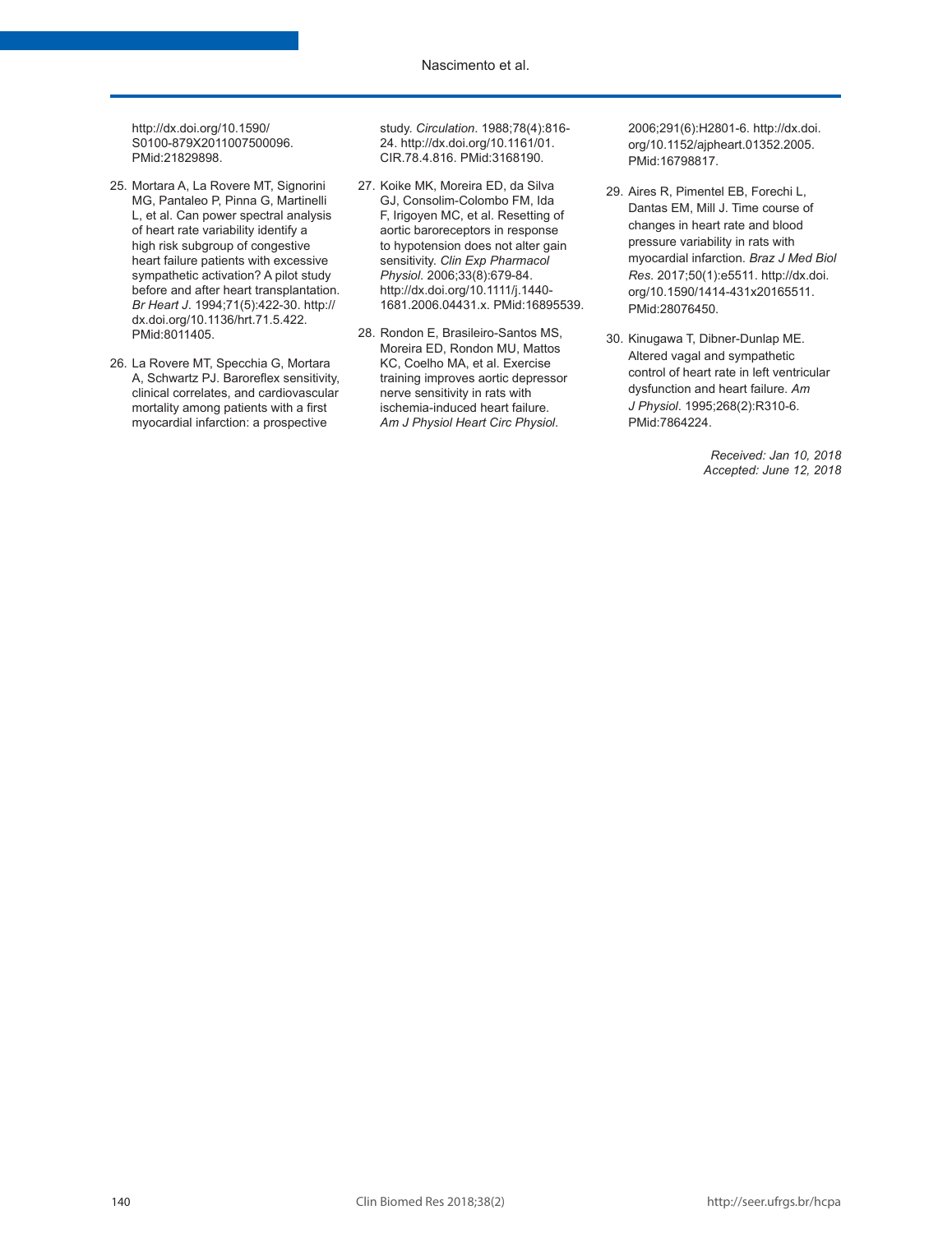http://dx.doi.org/10.1590/S0100-879X2011007500096. PMid:21829898.

25. Mortara A, La Rovere MT, Signorini MG, Pantaleo P, Pinna G, Martinelli L, et al. Can power spectral analysis of heart rate variability identify a high risk subgroup of congestive heart failure patients with excessive sympathetic activation? A pilot study before and after heart transplantation. *Br Heart J*. 1994;71(5):422-30. http://dx.doi.org/10.1136/hrt.71.5.422. PMid:8011405.

26. La Rovere MT, Specchia G, Mortara A, Schwartz PJ. Baroreflex sensitivity, clinical correlates, and cardiovascular mortality among patients with a first myocardial infarction: a prospective study. *Circulation*. 1988;78(4):816-24. http://dx.doi.org/10.1161/01.CIR.78.4.816. PMid:3168190.

27. Koike MK, Moreira ED, da Silva GJ, Consolim-Colombo FM, Ida F, Irigoyen MC, et al. Resetting of aortic baroreceptors in response to hypotension does not alter gain sensitivity. *Clin Exp Pharmacol Physiol*. 2006;33(8):679-84. http://dx.doi.org/10.1111/j.1440-1681.2006.04431.x. PMid:16895539.

28. Rondon E, Brasileiro-Santos MS, Moreira ED, Rondon MU, Mattos KC, Coelho MA, et al. Exercise training improves aortic depressor nerve sensitivity in rats with ischemia-induced heart failure. *Am J Physiol Heart Circ Physiol*. 2006;291(6):H2801-6. http://dx.doi.org/10.1152/ajpheart.01352.2005. PMid:16798817.

29. Aires R, Pimentel EB, Forechi L, Dantas EM, Mill J. Time course of changes in heart rate and blood pressure variability in rats with myocardial infarction. *Braz J Med Biol Res*. 2017;50(1):e5511. http://dx.doi.org/10.1590/1414-431x20165511. PMid:28076450.

30. Kinugawa T, Dibner-Dunlap ME. Altered vagal and sympathetic control of heart rate in left ventricular dysfunction and heart failure. *Am J Physiol*. 1995;268(2):R310-6. PMid:7864224.

*Received: Jan 10, 2018*
*Accepted: June 12, 2018*